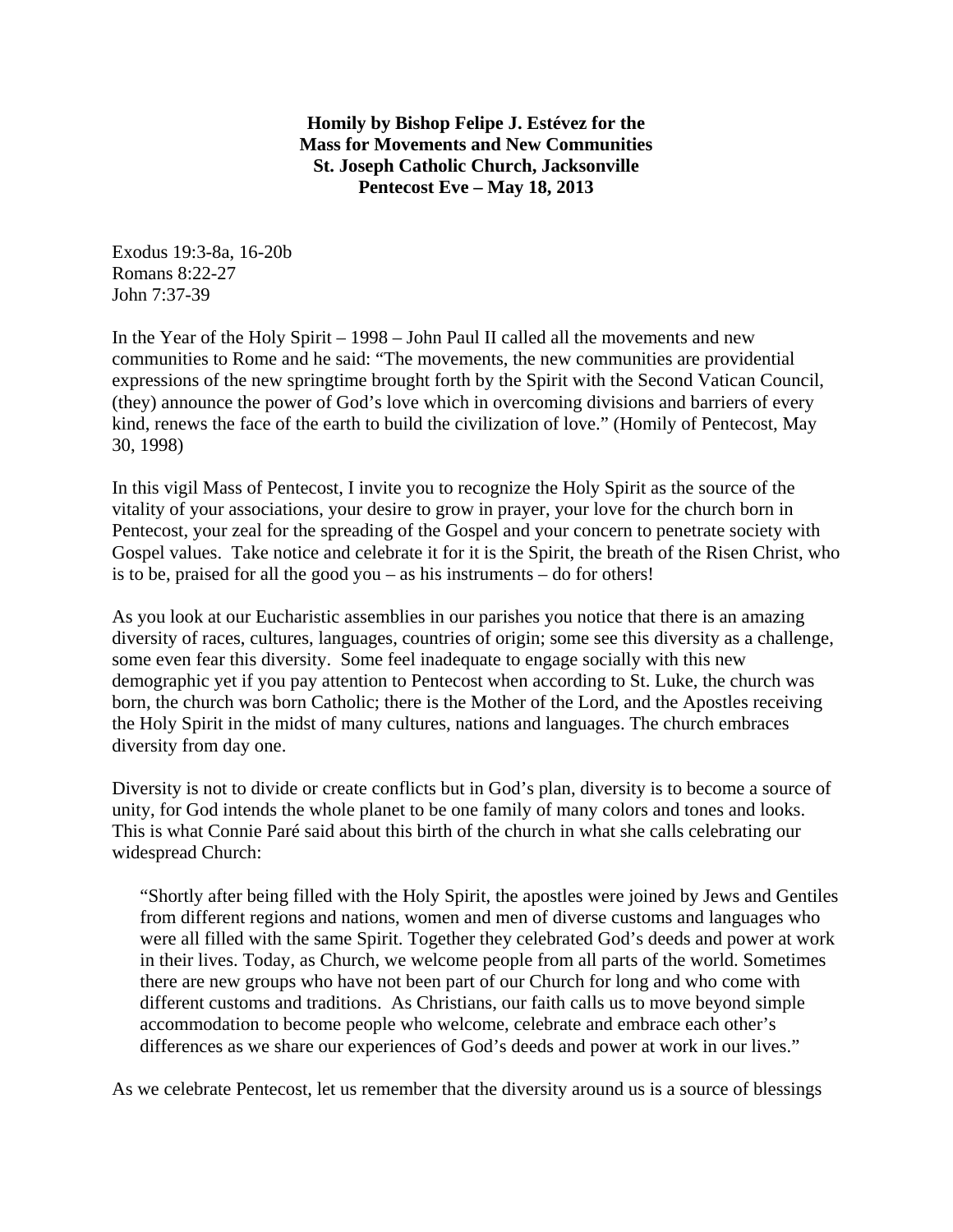**Homily by Bishop Felipe J. Estévez for the Mass for Movements and New Communities St. Joseph Catholic Church, Jacksonville Pentecost Eve – May 18, 2013**

Exodus 19:3-8a, 16-20b
Romans 8:22-27
John 7:37-39

In the Year of the Holy Spirit – 1998 – John Paul II called all the movements and new communities to Rome and he said: "The movements, the new communities are providential expressions of the new springtime brought forth by the Spirit with the Second Vatican Council, (they) announce the power of God's love which in overcoming divisions and barriers of every kind, renews the face of the earth to build the civilization of love." (Homily of Pentecost, May 30, 1998)

In this vigil Mass of Pentecost, I invite you to recognize the Holy Spirit as the source of the vitality of your associations, your desire to grow in prayer, your love for the church born in Pentecost, your zeal for the spreading of the Gospel and your concern to penetrate society with Gospel values. Take notice and celebrate it for it is the Spirit, the breath of the Risen Christ, who is to be, praised for all the good you – as his instruments – do for others!

As you look at our Eucharistic assemblies in our parishes you notice that there is an amazing diversity of races, cultures, languages, countries of origin; some see this diversity as a challenge, some even fear this diversity. Some feel inadequate to engage socially with this new demographic yet if you pay attention to Pentecost when according to St. Luke, the church was born, the church was born Catholic; there is the Mother of the Lord, and the Apostles receiving the Holy Spirit in the midst of many cultures, nations and languages. The church embraces diversity from day one.

Diversity is not to divide or create conflicts but in God's plan, diversity is to become a source of unity, for God intends the whole planet to be one family of many colors and tones and looks. This is what Connie Paré said about this birth of the church in what she calls celebrating our widespread Church:

> "Shortly after being filled with the Holy Spirit, the apostles were joined by Jews and Gentiles from different regions and nations, women and men of diverse customs and languages who were all filled with the same Spirit. Together they celebrated God's deeds and power at work in their lives. Today, as Church, we welcome people from all parts of the world. Sometimes there are new groups who have not been part of our Church for long and who come with different customs and traditions. As Christians, our faith calls us to move beyond simple accommodation to become people who welcome, celebrate and embrace each other's differences as we share our experiences of God's deeds and power at work in our lives."

As we celebrate Pentecost, let us remember that the diversity around us is a source of blessings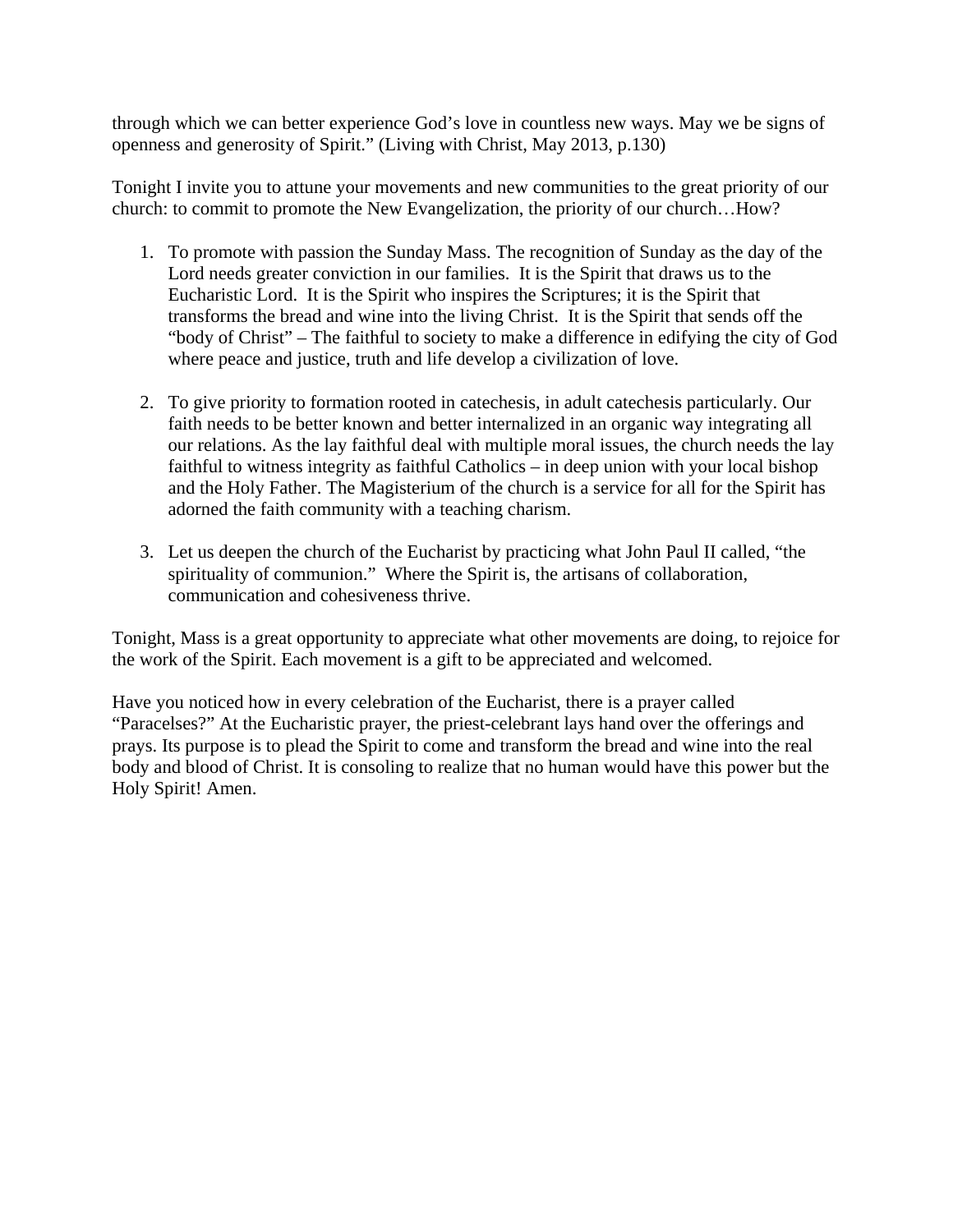through which we can better experience God's love in countless new ways. May we be signs of openness and generosity of Spirit." (Living with Christ, May 2013, p.130)

Tonight I invite you to attune your movements and new communities to the great priority of our church: to commit to promote the New Evangelization, the priority of our church…How?

1. To promote with passion the Sunday Mass. The recognition of Sunday as the day of the Lord needs greater conviction in our families. It is the Spirit that draws us to the Eucharistic Lord. It is the Spirit who inspires the Scriptures; it is the Spirit that transforms the bread and wine into the living Christ. It is the Spirit that sends off the "body of Christ" – The faithful to society to make a difference in edifying the city of God where peace and justice, truth and life develop a civilization of love.

2. To give priority to formation rooted in catechesis, in adult catechesis particularly. Our faith needs to be better known and better internalized in an organic way integrating all our relations. As the lay faithful deal with multiple moral issues, the church needs the lay faithful to witness integrity as faithful Catholics – in deep union with your local bishop and the Holy Father. The Magisterium of the church is a service for all for the Spirit has adorned the faith community with a teaching charism.

3. Let us deepen the church of the Eucharist by practicing what John Paul II called, "the spirituality of communion." Where the Spirit is, the artisans of collaboration, communication and cohesiveness thrive.

Tonight, Mass is a great opportunity to appreciate what other movements are doing, to rejoice for the work of the Spirit. Each movement is a gift to be appreciated and welcomed.

Have you noticed how in every celebration of the Eucharist, there is a prayer called "Paracelses?" At the Eucharistic prayer, the priest-celebrant lays hand over the offerings and prays. Its purpose is to plead the Spirit to come and transform the bread and wine into the real body and blood of Christ. It is consoling to realize that no human would have this power but the Holy Spirit! Amen.